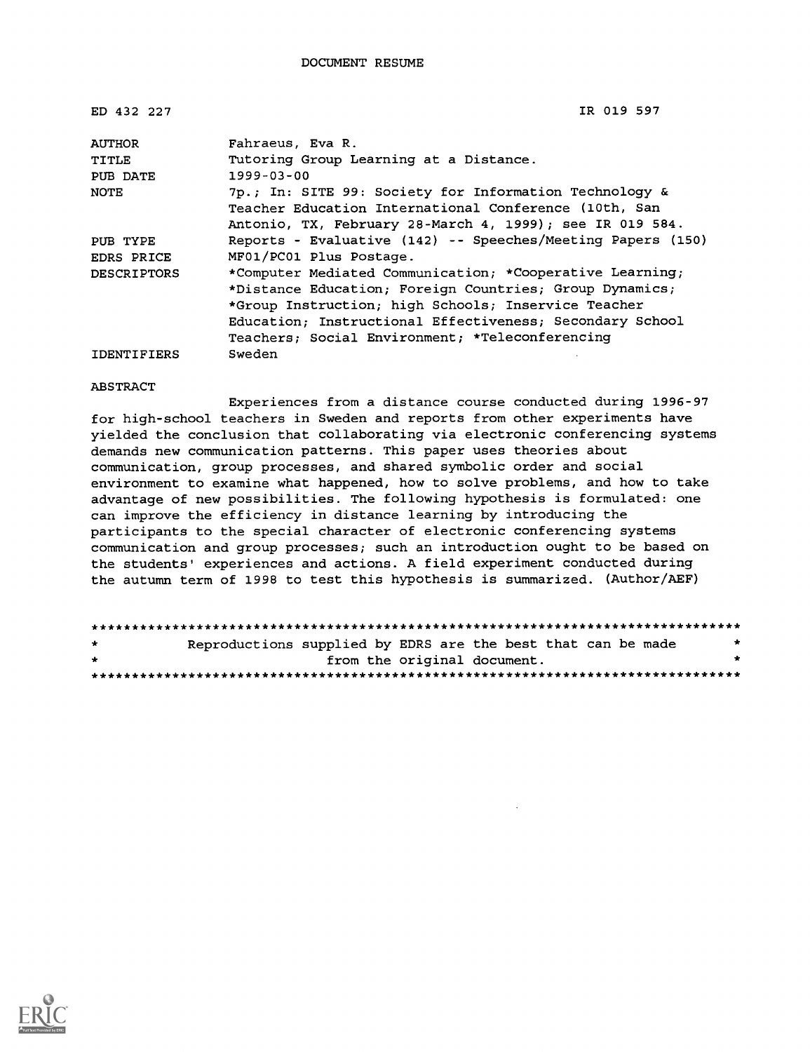# DOCUMENT RESUME

ED 432 227 IR 019 597

| | |
|---|---|
| AUTHOR | Fahraeus, Eva R. |
| TITLE | Tutoring Group Learning at a Distance. |
| PUB DATE | 1999-03-00 |
| NOTE | 7p.; In: SITE 99: Society for Information Technology & Teacher Education International Conference (10th, San Antonio, TX, February 28-March 4, 1999); see IR 019 584. |
| PUB TYPE | Reports - Evaluative (142) -- Speeches/Meeting Papers (150) |
| EDRS PRICE | MF01/PC01 Plus Postage. |
| DESCRIPTORS | *Computer Mediated Communication; *Cooperative Learning; *Distance Education; Foreign Countries; Group Dynamics; *Group Instruction; high Schools; Inservice Teacher Education; Instructional Effectiveness; Secondary School Teachers; Social Environment; *Teleconferencing |
| IDENTIFIERS | Sweden |

## ABSTRACT

Experiences from a distance course conducted during 1996-97 for high-school teachers in Sweden and reports from other experiments have yielded the conclusion that collaborating via electronic conferencing systems demands new communication patterns. This paper uses theories about communication, group processes, and shared symbolic order and social environment to examine what happened, how to solve problems, and how to take advantage of new possibilities. The following hypothesis is formulated: one can improve the efficiency in distance learning by introducing the participants to the special character of electronic conferencing systems communication and group processes; such an introduction ought to be based on the students' experiences and actions. A field experiment conducted during the autumn term of 1998 to test this hypothesis is summarized. (Author/AEF)

********************************************************************************
* Reproductions supplied by EDRS are the best that can be made *
* from the original document. *
********************************************************************************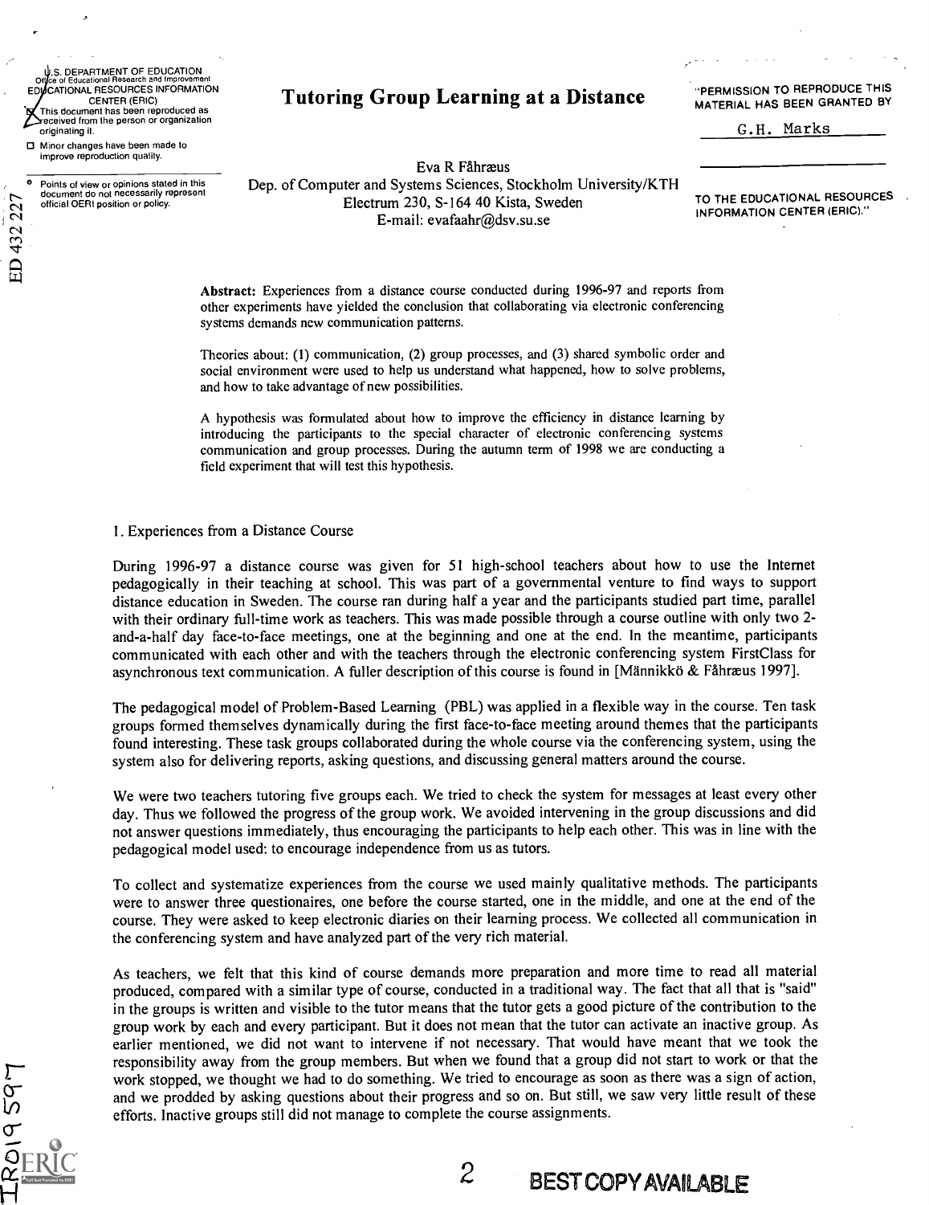# Tutoring Group Learning at a Distance

Eva R Fåhræus
Dep. of Computer and Systems Sciences, Stockholm University/KTH
Electrum 230, S-164 40 Kista, Sweden
E-mail: evafaahr@dsv.su.se

**Abstract:** Experiences from a distance course conducted during 1996-97 and reports from other experiments have yielded the conclusion that collaborating via electronic conferencing systems demands new communication patterns.

Theories about: (1) communication, (2) group processes, and (3) shared symbolic order and social environment were used to help us understand what happened, how to solve problems, and how to take advantage of new possibilities.

A hypothesis was formulated about how to improve the efficiency in distance learning by introducing the participants to the special character of electronic conferencing systems communication and group processes. During the autumn term of 1998 we are conducting a field experiment that will test this hypothesis.

## 1. Experiences from a Distance Course

During 1996-97 a distance course was given for 51 high-school teachers about how to use the Internet pedagogically in their teaching at school. This was part of a governmental venture to find ways to support distance education in Sweden. The course ran during half a year and the participants studied part time, parallel with their ordinary full-time work as teachers. This was made possible through a course outline with only two 2-and-a-half day face-to-face meetings, one at the beginning and one at the end. In the meantime, participants communicated with each other and with the teachers through the electronic conferencing system FirstClass for asynchronous text communication. A fuller description of this course is found in [Männikkö & Fåhræus 1997].

The pedagogical model of Problem-Based Learning (PBL) was applied in a flexible way in the course. Ten task groups formed themselves dynamically during the first face-to-face meeting around themes that the participants found interesting. These task groups collaborated during the whole course via the conferencing system, using the system also for delivering reports, asking questions, and discussing general matters around the course.

We were two teachers tutoring five groups each. We tried to check the system for messages at least every other day. Thus we followed the progress of the group work. We avoided intervening in the group discussions and did not answer questions immediately, thus encouraging the participants to help each other. This was in line with the pedagogical model used: to encourage independence from us as tutors.

To collect and systematize experiences from the course we used mainly qualitative methods. The participants were to answer three questionaires, one before the course started, one in the middle, and one at the end of the course. They were asked to keep electronic diaries on their learning process. We collected all communication in the conferencing system and have analyzed part of the very rich material.

As teachers, we felt that this kind of course demands more preparation and more time to read all material produced, compared with a similar type of course, conducted in a traditional way. The fact that all that is "said" in the groups is written and visible to the tutor means that the tutor gets a good picture of the contribution to the group work by each and every participant. But it does not mean that the tutor can activate an inactive group. As earlier mentioned, we did not want to intervene if not necessary. That would have meant that we took the responsibility away from the group members. But when we found that a group did not start to work or that the work stopped, we thought we had to do something. We tried to encourage as soon as there was a sign of action, and we prodded by asking questions about their progress and so on. But still, we saw very little result of these efforts. Inactive groups still did not manage to complete the course assignments.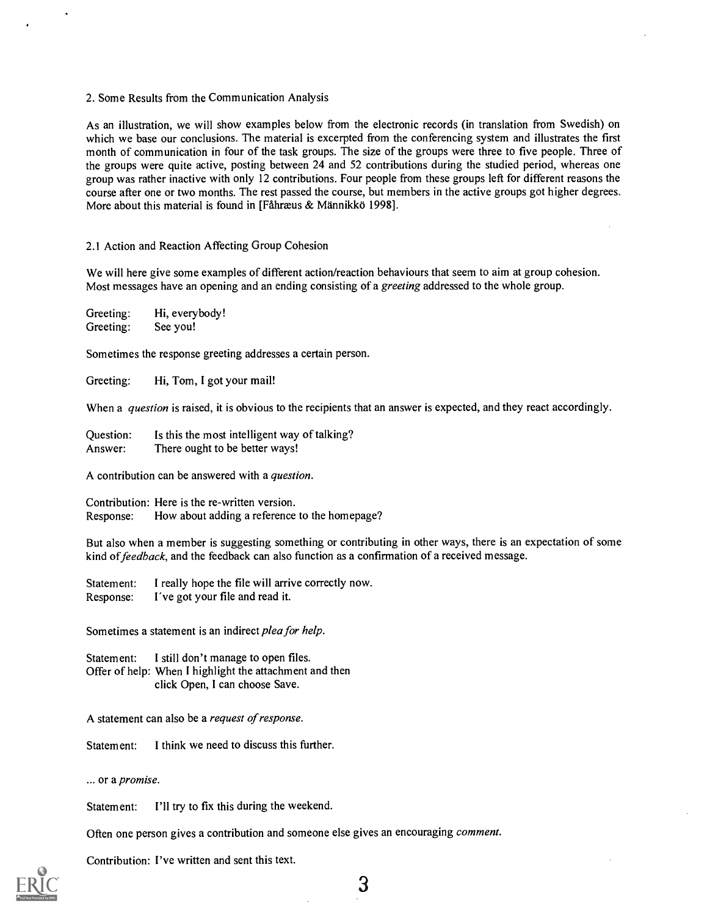## 2. Some Results from the Communication Analysis

As an illustration, we will show examples below from the electronic records (in translation from Swedish) on which we base our conclusions. The material is excerpted from the conferencing system and illustrates the first month of communication in four of the task groups. The size of the groups were three to five people. Three of the groups were quite active, posting between 24 and 52 contributions during the studied period, whereas one group was rather inactive with only 12 contributions. Four people from these groups left for different reasons the course after one or two months. The rest passed the course, but members in the active groups got higher degrees. More about this material is found in [Fåhræus & Männikkö 1998].

### 2.1 Action and Reaction Affecting Group Cohesion

We will here give some examples of different action/reaction behaviours that seem to aim at group cohesion. Most messages have an opening and an ending consisting of a *greeting* addressed to the whole group.

Greeting: Hi, everybody!
Greeting: See you!

Sometimes the response greeting addresses a certain person.

Greeting: Hi, Tom, I got your mail!

When a *question* is raised, it is obvious to the recipients that an answer is expected, and they react accordingly.

Question: Is this the most intelligent way of talking?
Answer: There ought to be better ways!

A contribution can be answered with a *question*.

Contribution: Here is the re-written version.
Response: How about adding a reference to the homepage?

But also when a member is suggesting something or contributing in other ways, there is an expectation of some kind of *feedback*, and the feedback can also function as a confirmation of a received message.

Statement: I really hope the file will arrive correctly now.
Response: I've got your file and read it.

Sometimes a statement is an indirect *plea for help*.

Statement: I still don't manage to open files.
Offer of help: When I highlight the attachment and then click Open, I can choose Save.

A statement can also be a *request of response*.

Statement: I think we need to discuss this further.

... or a *promise*.

Statement: I'll try to fix this during the weekend.

Often one person gives a contribution and someone else gives an encouraging *comment*.

Contribution: I've written and sent this text.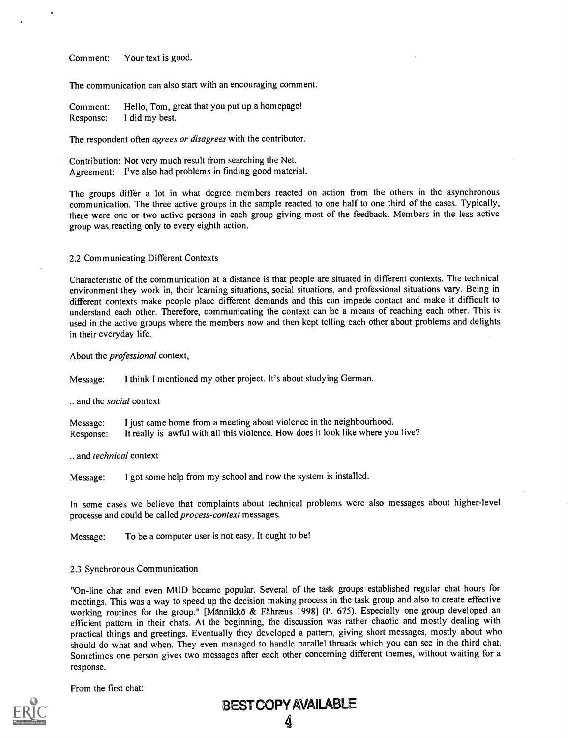Comment: Your text is good.

The communication can also start with an encouraging comment.

Comment: Hello, Tom, great that you put up a homepage!
Response: I did my best.

The respondent often *agrees or disagrees* with the contributor.

Contribution: Not very much result from searching the Net.
Agreement: I've also had problems in finding good material.

The groups differ a lot in what degree members reacted on action from the others in the asynchronous communication. The three active groups in the sample reacted to one half to one third of the cases. Typically, there were one or two active persons in each group giving most of the feedback. Members in the less active group was reacting only to every eighth action.

### 2.2 Communicating Different Contexts

Characteristic of the communication at a distance is that people are situated in different contexts. The technical environment they work in, their learning situations, social situations, and professional situations vary. Being in different contexts make people place different demands and this can impede contact and make it difficult to understand each other. Therefore, communicating the context can be a means of reaching each other. This is used in the active groups where the members now and then kept telling each other about problems and delights in their everyday life.

About the *professional* context,

Message: I think I mentioned my other project. It's about studying German.

.. and the *social* context

Message: I just came home from a meeting about violence in the neighbourhood.
Response: It really is awful with all this violence. How does it look like where you live?

.. and *technical* context

Message: I got some help from my school and now the system is installed.

In some cases we believe that complaints about technical problems were also messages about higher-level processe and could be called *process-context* messages.

Message: To be a computer user is not easy. It ought to be!

### 2.3 Synchronous Communication

"On-line chat and even MUD became popular. Several of the task groups established regular chat hours for meetings. This was a way to speed up the decision making process in the task group and also to create effective working routines for the group." [Männikkö & Fåhræus 1998] (P. 675). Especially one group developed an efficient pattern in their chats. At the beginning, the discussion was rather chaotic and mostly dealing with practical things and greetings. Eventually they developed a pattern, giving short messages, mostly about who should do what and when. They even managed to handle parallel threads which you can see in the third chat. Sometimes one person gives two messages after each other concerning different themes, without waiting for a response.

From the first chat: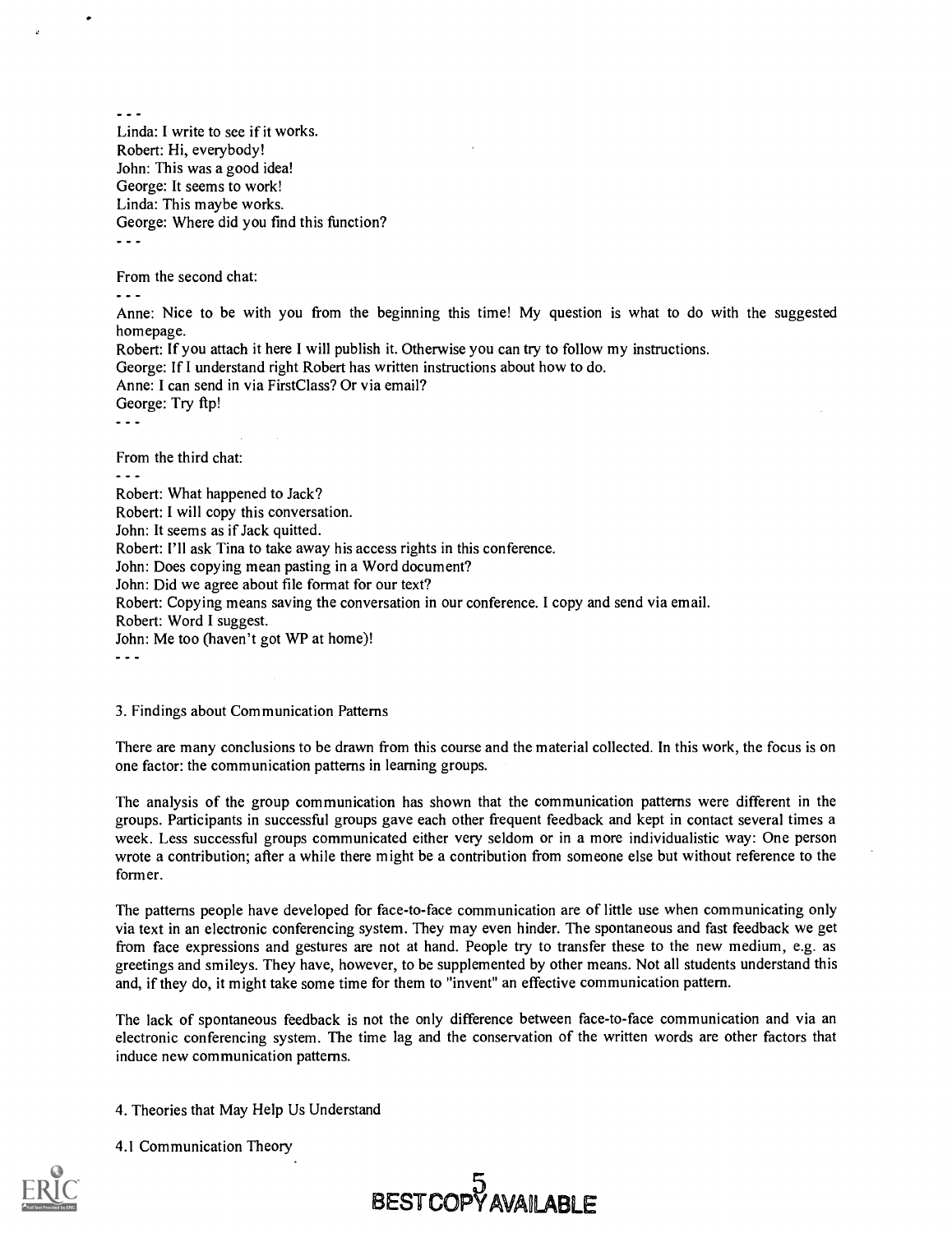- - -

Linda: I write to see if it works.
Robert: Hi, everybody!
John: This was a good idea!
George: It seems to work!
Linda: This maybe works.
George: Where did you find this function?

- - -

From the second chat:

- - -

Anne: Nice to be with you from the beginning this time! My question is what to do with the suggested homepage.
Robert: If you attach it here I will publish it. Otherwise you can try to follow my instructions.
George: If I understand right Robert has written instructions about how to do.
Anne: I can send in via FirstClass? Or via email?
George: Try ftp!

- - -

From the third chat:

- - -

Robert: What happened to Jack?
Robert: I will copy this conversation.
John: It seems as if Jack quitted.
Robert: I'll ask Tina to take away his access rights in this conference.
John: Does copying mean pasting in a Word document?
John: Did we agree about file format for our text?
Robert: Copying means saving the conversation in our conference. I copy and send via email.
Robert: Word I suggest.
John: Me too (haven't got WP at home)!

- - -

## 3. Findings about Communication Patterns

There are many conclusions to be drawn from this course and the material collected. In this work, the focus is on one factor: the communication patterns in learning groups.

The analysis of the group communication has shown that the communication patterns were different in the groups. Participants in successful groups gave each other frequent feedback and kept in contact several times a week. Less successful groups communicated either very seldom or in a more individualistic way: One person wrote a contribution; after a while there might be a contribution from someone else but without reference to the former.

The patterns people have developed for face-to-face communication are of little use when communicating only via text in an electronic conferencing system. They may even hinder. The spontaneous and fast feedback we get from face expressions and gestures are not at hand. People try to transfer these to the new medium, e.g. as greetings and smileys. They have, however, to be supplemented by other means. Not all students understand this and, if they do, it might take some time for them to "invent" an effective communication pattern.

The lack of spontaneous feedback is not the only difference between face-to-face communication and via an electronic conferencing system. The time lag and the conservation of the written words are other factors that induce new communication patterns.

## 4. Theories that May Help Us Understand

### 4.1 Communication Theory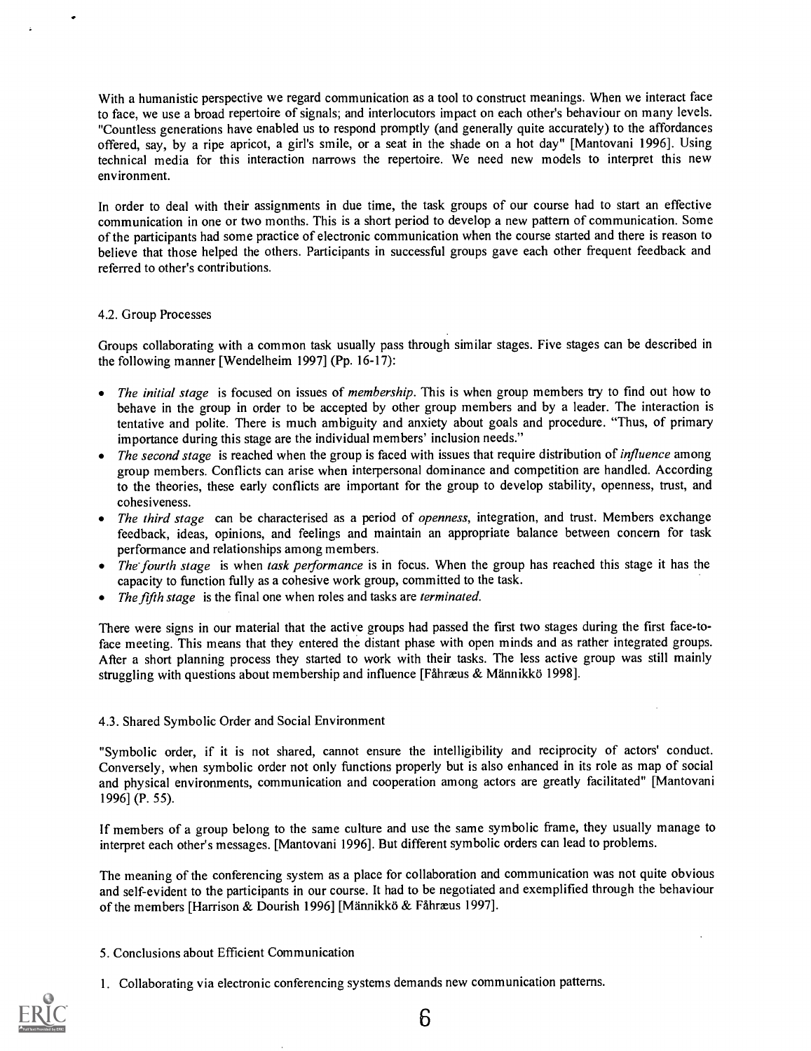With a humanistic perspective we regard communication as a tool to construct meanings. When we interact face to face, we use a broad repertoire of signals; and interlocutors impact on each other's behaviour on many levels. "Countless generations have enabled us to respond promptly (and generally quite accurately) to the affordances offered, say, by a ripe apricot, a girl's smile, or a seat in the shade on a hot day" [Mantovani 1996]. Using technical media for this interaction narrows the repertoire. We need new models to interpret this new environment.

In order to deal with their assignments in due time, the task groups of our course had to start an effective communication in one or two months. This is a short period to develop a new pattern of communication. Some of the participants had some practice of electronic communication when the course started and there is reason to believe that those helped the others. Participants in successful groups gave each other frequent feedback and referred to other's contributions.

### 4.2. Group Processes

Groups collaborating with a common task usually pass through similar stages. Five stages can be described in the following manner [Wendelheim 1997] (Pp. 16-17):

- *The initial stage* is focused on issues of *membership*. This is when group members try to find out how to behave in the group in order to be accepted by other group members and by a leader. The interaction is tentative and polite. There is much ambiguity and anxiety about goals and procedure. "Thus, of primary importance during this stage are the individual members' inclusion needs."
- *The second stage* is reached when the group is faced with issues that require distribution of *influence* among group members. Conflicts can arise when interpersonal dominance and competition are handled. According to the theories, these early conflicts are important for the group to develop stability, openness, trust, and cohesiveness.
- *The third stage* can be characterised as a period of *openness*, integration, and trust. Members exchange feedback, ideas, opinions, and feelings and maintain an appropriate balance between concern for task performance and relationships among members.
- *The fourth stage* is when *task performance* is in focus. When the group has reached this stage it has the capacity to function fully as a cohesive work group, committed to the task.
- *The fifth stage* is the final one when roles and tasks are *terminated*.

There were signs in our material that the active groups had passed the first two stages during the first face-to-face meeting. This means that they entered the distant phase with open minds and as rather integrated groups. After a short planning process they started to work with their tasks. The less active group was still mainly struggling with questions about membership and influence [Fåhræus & Männikkö 1998].

### 4.3. Shared Symbolic Order and Social Environment

"Symbolic order, if it is not shared, cannot ensure the intelligibility and reciprocity of actors' conduct. Conversely, when symbolic order not only functions properly but is also enhanced in its role as map of social and physical environments, communication and cooperation among actors are greatly facilitated" [Mantovani 1996] (P. 55).

If members of a group belong to the same culture and use the same symbolic frame, they usually manage to interpret each other's messages. [Mantovani 1996]. But different symbolic orders can lead to problems.

The meaning of the conferencing system as a place for collaboration and communication was not quite obvious and self-evident to the participants in our course. It had to be negotiated and exemplified through the behaviour of the members [Harrison & Dourish 1996] [Männikkö & Fåhræus 1997].

## 5. Conclusions about Efficient Communication

1. Collaborating via electronic conferencing systems demands new communication patterns.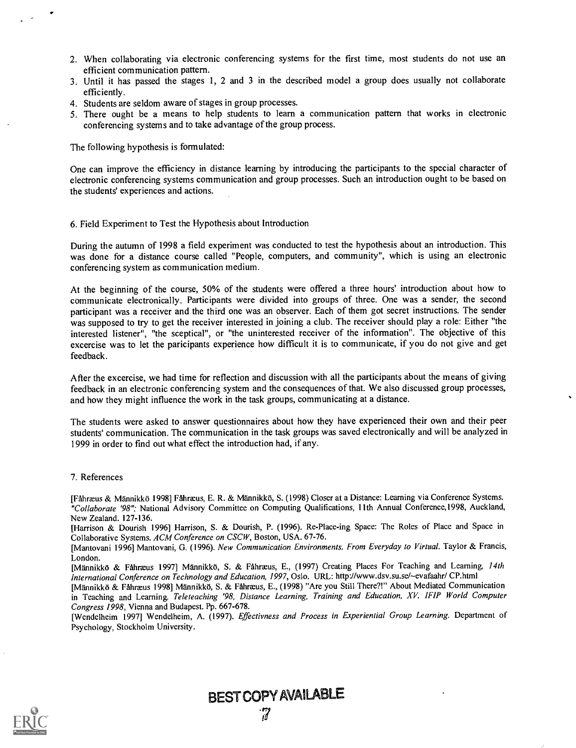2. When collaborating via electronic conferencing systems for the first time, most students do not use an efficient communication pattern.
3. Until it has passed the stages 1, 2 and 3 in the described model a group does usually not collaborate efficiently.
4. Students are seldom aware of stages in group processes.
5. There ought be a means to help students to learn a communication pattern that works in electronic conferencing systems and to take advantage of the group process.

The following hypothesis is formulated:

One can improve the efficiency in distance learning by introducing the participants to the special character of electronic conferencing systems communication and group processes. Such an introduction ought to be based on the students' experiences and actions.

## 6. Field Experiment to Test the Hypothesis about Introduction

During the autumn of 1998 a field experiment was conducted to test the hypothesis about an introduction. This was done for a distance course called "People, computers, and community", which is using an electronic conferencing system as communication medium.

At the beginning of the course, 50% of the students were offered a three hours' introduction about how to communicate electronically. Participants were divided into groups of three. One was a sender, the second participant was a receiver and the third one was an observer. Each of them got secret instructions. The sender was supposed to try to get the receiver interested in joining a club. The receiver should play a role: Either "the interested listener", "the sceptical", or "the uninterested receiver of the information". The objective of this excercise was to let the paricipants experience how difficult it is to communicate, if you do not give and get feedback.

After the excercise, we had time for reflection and discussion with all the participants about the means of giving feedback in an electronic conferencing system and the consequences of that. We also discussed group processes, and how they might influence the work in the task groups, communicating at a distance.

The students were asked to answer questionnaires about how they have experienced their own and their peer students' communication. The communication in the task groups was saved electronically and will be analyzed in 1999 in order to find out what effect the introduction had, if any.

## 7. References

[Fåhræus & Männikkö 1998] Fåhræus, E. R. & Männikkö, S. (1998) Closer at a Distance: Learning via Conference Systems. *"Collaborate '98"*; National Advisory Committee on Computing Qualifications, 11th Annual Conference,1998, Auckland, New Zealand. 127-136.

[Harrison & Dourish 1996] Harrison, S. & Dourish, P. (1996). Re-Place-ing Space: The Roles of Place and Space in Collaborative Systems. *ACM Conference on CSCW*, Boston, USA. 67-76.

[Mantovani 1996] Mantovani, G. (1996). *New Communication Environments. From Everyday to Virtual.* Taylor & Francis, London.

[Männikkö & Fåhræus 1997] Männikkö, S. & Fåhræus, E., (1997) Creating Places For Teaching and Learning, *14th International Conference on Technology and Education, 1997*, Oslo. URL: http://www.dsv.su.se/~evafaahr/ CP.html

[Männikkö & Fåhræus 1998] Männikkö, S. & Fåhræus, E., (1998) "Are you Still There?!" About Mediated Communication in Teaching and Learning. *Teleteaching '98, Distance Learning, Training and Education, XV. IFIP World Computer Congress 1998*, Vienna and Budapest. Pp. 667-678.

[Wendelheim 1997] Wendelheim, A. (1997). *Effectivness and Process in Experiential Group Learning.* Department of Psychology, Stockholm University.

BEST COPY AVAILABLE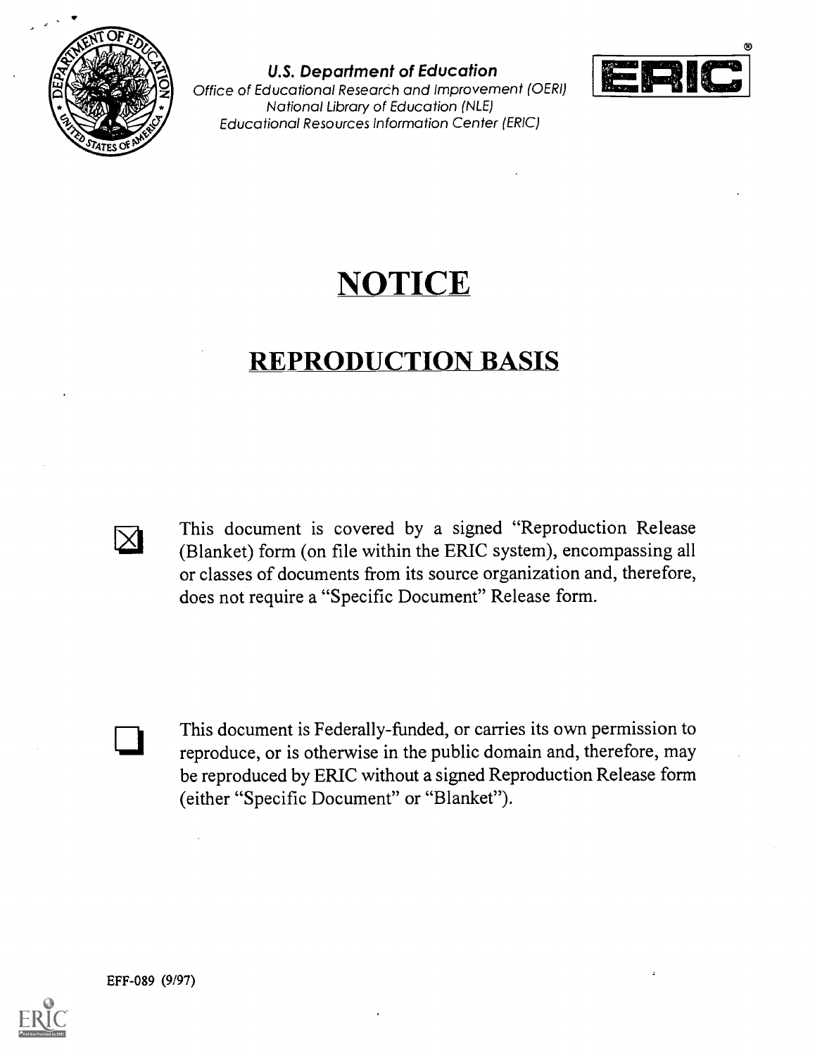**U.S. Department of Education**
*Office of Educational Research and Improvement (OERI)*
*National Library of Education (NLE)*
*Educational Resources Information Center (ERIC)*

# NOTICE

## REPRODUCTION BASIS

☒ This document is covered by a signed "Reproduction Release (Blanket) form (on file within the ERIC system), encompassing all or classes of documents from its source organization and, therefore, does not require a "Specific Document" Release form.

☐ This document is Federally-funded, or carries its own permission to reproduce, or is otherwise in the public domain and, therefore, may be reproduced by ERIC without a signed Reproduction Release form (either "Specific Document" or "Blanket").

EFF-089 (9/97)